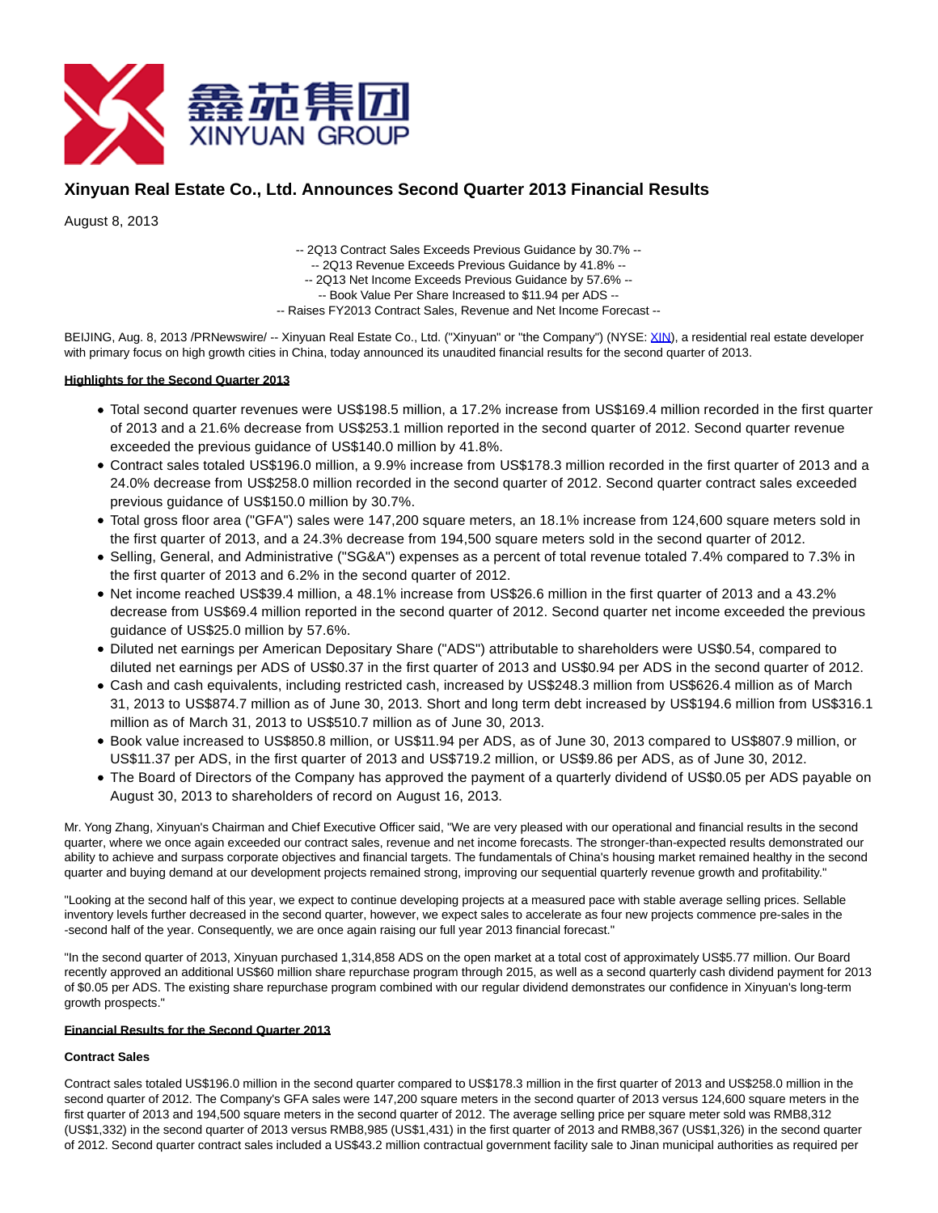# Xinyuan Real Estate Co., Ltd. Announces Second Quarter 2013 Financial Results

August 8, 2013

-- 2Q13 Contract Sales Exceeds Previous Guidance by 30.7% --
-- 2Q13 Revenue Exceeds Previous Guidance by 41.8% --
-- 2Q13 Net Income Exceeds Previous Guidance by 57.6% --
-- Book Value Per Share Increased to $11.94 per ADS --
-- Raises FY2013 Contract Sales, Revenue and Net Income Forecast --

BEIJING, Aug. 8, 2013 /PRNewswire/ -- Xinyuan Real Estate Co., Ltd. ("Xinyuan" or "the Company") (NYSE: XIN), a residential real estate developer with primary focus on high growth cities in China, today announced its unaudited financial results for the second quarter of 2013.

**Highlights for the Second Quarter 2013**

- Total second quarter revenues were US$198.5 million, a 17.2% increase from US$169.4 million recorded in the first quarter of 2013 and a 21.6% decrease from US$253.1 million reported in the second quarter of 2012. Second quarter revenue exceeded the previous guidance of US$140.0 million by 41.8%.
- Contract sales totaled US$196.0 million, a 9.9% increase from US$178.3 million recorded in the first quarter of 2013 and a 24.0% decrease from US$258.0 million recorded in the second quarter of 2012. Second quarter contract sales exceeded previous guidance of US$150.0 million by 30.7%.
- Total gross floor area ("GFA") sales were 147,200 square meters, an 18.1% increase from 124,600 square meters sold in the first quarter of 2013, and a 24.3% decrease from 194,500 square meters sold in the second quarter of 2012.
- Selling, General, and Administrative ("SG&A") expenses as a percent of total revenue totaled 7.4% compared to 7.3% in the first quarter of 2013 and 6.2% in the second quarter of 2012.
- Net income reached US$39.4 million, a 48.1% increase from US$26.6 million in the first quarter of 2013 and a 43.2% decrease from US$69.4 million reported in the second quarter of 2012. Second quarter net income exceeded the previous guidance of US$25.0 million by 57.6%.
- Diluted net earnings per American Depositary Share ("ADS") attributable to shareholders were US$0.54, compared to diluted net earnings per ADS of US$0.37 in the first quarter of 2013 and US$0.94 per ADS in the second quarter of 2012.
- Cash and cash equivalents, including restricted cash, increased by US$248.3 million from US$626.4 million as of March 31, 2013 to US$874.7 million as of June 30, 2013. Short and long term debt increased by US$194.6 million from US$316.1 million as of March 31, 2013 to US$510.7 million as of June 30, 2013.
- Book value increased to US$850.8 million, or US$11.94 per ADS, as of June 30, 2013 compared to US$807.9 million, or US$11.37 per ADS, in the first quarter of 2013 and US$719.2 million, or US$9.86 per ADS, as of June 30, 2012.
- The Board of Directors of the Company has approved the payment of a quarterly dividend of US$0.05 per ADS payable on August 30, 2013 to shareholders of record on August 16, 2013.

Mr. Yong Zhang, Xinyuan's Chairman and Chief Executive Officer said, "We are very pleased with our operational and financial results in the second quarter, where we once again exceeded our contract sales, revenue and net income forecasts. The stronger-than-expected results demonstrated our ability to achieve and surpass corporate objectives and financial targets. The fundamentals of China's housing market remained healthy in the second quarter and buying demand at our development projects remained strong, improving our sequential quarterly revenue growth and profitability."

"Looking at the second half of this year, we expect to continue developing projects at a measured pace with stable average selling prices. Sellable inventory levels further decreased in the second quarter, however, we expect sales to accelerate as four new projects commence pre-sales in the -second half of the year. Consequently, we are once again raising our full year 2013 financial forecast."

"In the second quarter of 2013, Xinyuan purchased 1,314,858 ADS on the open market at a total cost of approximately US$5.77 million. Our Board recently approved an additional US$60 million share repurchase program through 2015, as well as a second quarterly cash dividend payment for 2013 of $0.05 per ADS. The existing share repurchase program combined with our regular dividend demonstrates our confidence in Xinyuan's long-term growth prospects."

**Financial Results for the Second Quarter 2013**

**Contract Sales**

Contract sales totaled US$196.0 million in the second quarter compared to US$178.3 million in the first quarter of 2013 and US$258.0 million in the second quarter of 2012. The Company's GFA sales were 147,200 square meters in the second quarter of 2013 versus 124,600 square meters in the first quarter of 2013 and 194,500 square meters in the second quarter of 2012. The average selling price per square meter sold was RMB8,312 (US$1,332) in the second quarter of 2013 versus RMB8,985 (US$1,431) in the first quarter of 2013 and RMB8,367 (US$1,326) in the second quarter of 2012. Second quarter contract sales included a US$43.2 million contractual government facility sale to Jinan municipal authorities as required per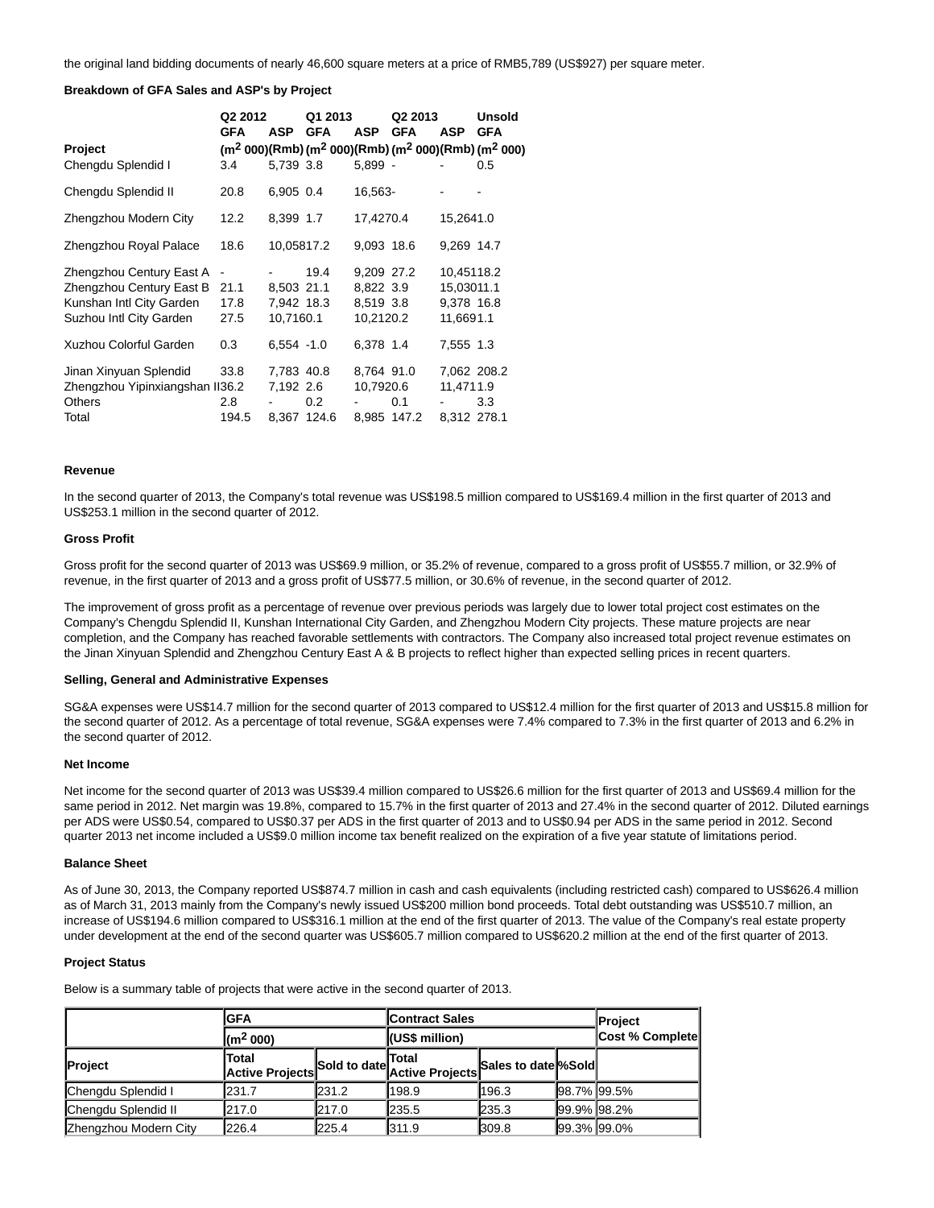the original land bidding documents of nearly 46,600 square meters at a price of RMB5,789 (US$927) per square meter.

**Breakdown of GFA Sales and ASP's by Project**

| Project | Q2 2012 GFA ($m^2$ 000) | Q2 2012 ASP (Rmb) | Q1 2013 GFA ($m^2$ 000) | Q1 2013 ASP (Rmb) | Q2 2013 GFA ($m^2$ 000) | Q2 2013 ASP (Rmb) | Unsold GFA ($m^2$ 000) |
|---|---|---|---|---|---|---|---|
| Chengdu Splendid I | 3.4 | 5,739 | 3.8 | 5,899 | - | - | 0.5 |
| Chengdu Splendid II | 20.8 | 6,905 | 0.4 | 16,563 | - | - | - |
| Zhengzhou Modern City | 12.2 | 8,399 | 1.7 | 17,427 | 0.4 | 15,264 | 1.0 |
| Zhengzhou Royal Palace | 18.6 | 10,058 | 17.2 | 9,093 | 18.6 | 9,269 | 14.7 |
| Zhengzhou Century East A | - | - | 19.4 | 9,209 | 27.2 | 10,451 | 18.2 |
| Zhengzhou Century East B | 21.1 | 8,503 | 21.1 | 8,822 | 3.9 | 15,030 | 11.1 |
| Kunshan Intl City Garden | 17.8 | 7,942 | 18.3 | 8,519 | 3.8 | 9,378 | 16.8 |
| Suzhou Intl City Garden | 27.5 | 10,716 | 0.1 | 10,212 | 0.2 | 11,669 | 1.1 |
| Xuzhou Colorful Garden | 0.3 | 6,554 | -1.0 | 6,378 | 1.4 | 7,555 | 1.3 |
| Jinan Xinyuan Splendid | 33.8 | 7,783 | 40.8 | 8,764 | 91.0 | 7,062 | 208.2 |
| Zhengzhou Yipinxiangshan II | 36.2 | 7,192 | 2.6 | 10,792 | 0.6 | 11,471 | 1.9 |
| Others | 2.8 | - | 0.2 | - | 0.1 | - | 3.3 |
| Total | 194.5 | 8,367 | 124.6 | 8,985 | 147.2 | 8,312 | 278.1 |

**Revenue**

In the second quarter of 2013, the Company's total revenue was US$198.5 million compared to US$169.4 million in the first quarter of 2013 and US$253.1 million in the second quarter of 2012.

**Gross Profit**

Gross profit for the second quarter of 2013 was US$69.9 million, or 35.2% of revenue, compared to a gross profit of US$55.7 million, or 32.9% of revenue, in the first quarter of 2013 and a gross profit of US$77.5 million, or 30.6% of revenue, in the second quarter of 2012.

The improvement of gross profit as a percentage of revenue over previous periods was largely due to lower total project cost estimates on the Company's Chengdu Splendid II, Kunshan International City Garden, and Zhengzhou Modern City projects. These mature projects are near completion, and the Company has reached favorable settlements with contractors. The Company also increased total project revenue estimates on the Jinan Xinyuan Splendid and Zhengzhou Century East A & B projects to reflect higher than expected selling prices in recent quarters.

**Selling, General and Administrative Expenses**

SG&A expenses were US$14.7 million for the second quarter of 2013 compared to US$12.4 million for the first quarter of 2013 and US$15.8 million for the second quarter of 2012. As a percentage of total revenue, SG&A expenses were 7.4% compared to 7.3% in the first quarter of 2013 and 6.2% in the second quarter of 2012.

**Net Income**

Net income for the second quarter of 2013 was US$39.4 million compared to US$26.6 million for the first quarter of 2013 and US$69.4 million for the same period in 2012. Net margin was 19.8%, compared to 15.7% in the first quarter of 2013 and 27.4% in the second quarter of 2012. Diluted earnings per ADS were US$0.54, compared to US$0.37 per ADS in the first quarter of 2013 and to US$0.94 per ADS in the same period in 2012. Second quarter 2013 net income included a US$9.0 million income tax benefit realized on the expiration of a five year statute of limitations period.

**Balance Sheet**

As of June 30, 2013, the Company reported US$874.7 million in cash and cash equivalents (including restricted cash) compared to US$626.4 million as of March 31, 2013 mainly from the Company's newly issued US$200 million bond proceeds. Total debt outstanding was US$510.7 million, an increase of US$194.6 million compared to US$316.1 million at the end of the first quarter of 2013. The value of the Company's real estate property under development at the end of the second quarter was US$605.7 million compared to US$620.2 million at the end of the first quarter of 2013.

**Project Status**

Below is a summary table of projects that were active in the second quarter of 2013.

| | GFA ($m^2$ 000) | | Contract Sales (US$ million) | | | Project Cost % Complete |
|---|---|---|---|---|---|---|
| Project | Total Active Projects | Sold to date | Total Active Projects | Sales to date | %Sold | |
| Chengdu Splendid I | 231.7 | 231.2 | 198.9 | 196.3 | 98.7% | 99.5% |
| Chengdu Splendid II | 217.0 | 217.0 | 235.5 | 235.3 | 99.9% | 98.2% |
| Zhengzhou Modern City | 226.4 | 225.4 | 311.9 | 309.8 | 99.3% | 99.0% |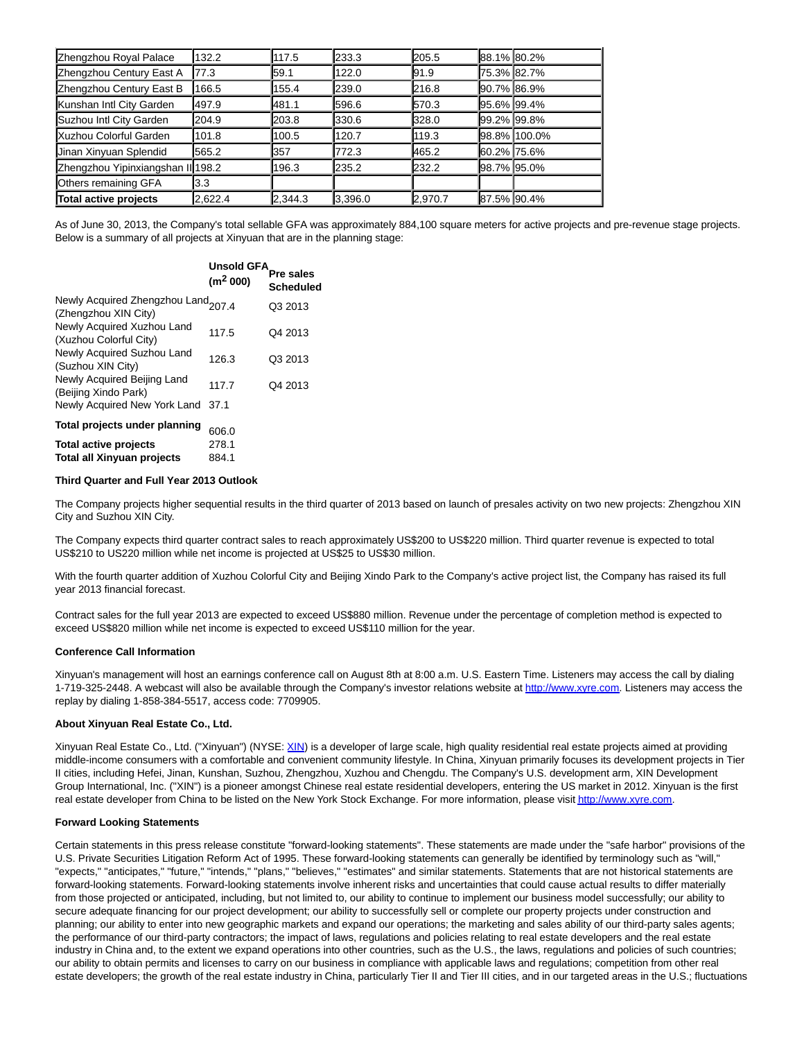| | | | | | | |
|---|---|---|---|---|---|---|
| Zhengzhou Royal Palace | 132.2 | 117.5 | 233.3 | 205.5 | 88.1% | 80.2% |
| Zhengzhou Century East A | 77.3 | 59.1 | 122.0 | 91.9 | 75.3% | 82.7% |
| Zhengzhou Century East B | 166.5 | 155.4 | 239.0 | 216.8 | 90.7% | 86.9% |
| Kunshan Intl City Garden | 497.9 | 481.1 | 596.6 | 570.3 | 95.6% | 99.4% |
| Suzhou Intl City Garden | 204.9 | 203.8 | 330.6 | 328.0 | 99.2% | 99.8% |
| Xuzhou Colorful Garden | 101.8 | 100.5 | 120.7 | 119.3 | 98.8% | 100.0% |
| Jinan Xinyuan Splendid | 565.2 | 357 | 772.3 | 465.2 | 60.2% | 75.6% |
| Zhengzhou Yipinxiangshan II | 198.2 | 196.3 | 235.2 | 232.2 | 98.7% | 95.0% |
| Others remaining GFA | 3.3 | | | | | |
| **Total active projects** | 2,622.4 | 2,344.3 | 3,396.0 | 2,970.7 | 87.5% | 90.4% |

As of June 30, 2013, the Company's total sellable GFA was approximately 884,100 square meters for active projects and pre-revenue stage projects. Below is a summary of all projects at Xinyuan that are in the planning stage:

| | Unsold GFA ($m^2$ 000) | Pre sales Scheduled |
|---|---|---|
| Newly Acquired Zhengzhou Land (Zhengzhou XIN City) | 207.4 | Q3 2013 |
| Newly Acquired Xuzhou Land (Xuzhou Colorful City) | 117.5 | Q4 2013 |
| Newly Acquired Suzhou Land (Suzhou XIN City) | 126.3 | Q3 2013 |
| Newly Acquired Beijing Land (Beijing Xindo Park) | 117.7 | Q4 2013 |
| Newly Acquired New York Land | 37.1 | |
| **Total projects under planning** | 606.0 | |
| **Total active projects** | 278.1 | |
| **Total all Xinyuan projects** | 884.1 | |

**Third Quarter and Full Year 2013 Outlook**

The Company projects higher sequential results in the third quarter of 2013 based on launch of presales activity on two new projects: Zhengzhou XIN City and Suzhou XIN City.

The Company expects third quarter contract sales to reach approximately US$200 to US$220 million. Third quarter revenue is expected to total US$210 to US220 million while net income is projected at US$25 to US$30 million.

With the fourth quarter addition of Xuzhou Colorful City and Beijing Xindo Park to the Company's active project list, the Company has raised its full year 2013 financial forecast.

Contract sales for the full year 2013 are expected to exceed US$880 million. Revenue under the percentage of completion method is expected to exceed US$820 million while net income is expected to exceed US$110 million for the year.

**Conference Call Information**

Xinyuan's management will host an earnings conference call on August 8th at 8:00 a.m. U.S. Eastern Time. Listeners may access the call by dialing 1-719-325-2448. A webcast will also be available through the Company's investor relations website at http://www.xyre.com. Listeners may access the replay by dialing 1-858-384-5517, access code: 7709905.

**About Xinyuan Real Estate Co., Ltd.**

Xinyuan Real Estate Co., Ltd. ("Xinyuan") (NYSE: XIN) is a developer of large scale, high quality residential real estate projects aimed at providing middle-income consumers with a comfortable and convenient community lifestyle. In China, Xinyuan primarily focuses its development projects in Tier II cities, including Hefei, Jinan, Kunshan, Suzhou, Zhengzhou, Xuzhou and Chengdu. The Company's U.S. development arm, XIN Development Group International, Inc. ("XIN") is a pioneer amongst Chinese real estate residential developers, entering the US market in 2012. Xinyuan is the first real estate developer from China to be listed on the New York Stock Exchange. For more information, please visit http://www.xyre.com.

**Forward Looking Statements**

Certain statements in this press release constitute "forward-looking statements". These statements are made under the "safe harbor" provisions of the U.S. Private Securities Litigation Reform Act of 1995. These forward-looking statements can generally be identified by terminology such as "will," "expects," "anticipates," "future," "intends," "plans," "believes," "estimates" and similar statements. Statements that are not historical statements are forward-looking statements. Forward-looking statements involve inherent risks and uncertainties that could cause actual results to differ materially from those projected or anticipated, including, but not limited to, our ability to continue to implement our business model successfully; our ability to secure adequate financing for our project development; our ability to successfully sell or complete our property projects under construction and planning; our ability to enter into new geographic markets and expand our operations; the marketing and sales ability of our third-party sales agents; the performance of our third-party contractors; the impact of laws, regulations and policies relating to real estate developers and the real estate industry in China and, to the extent we expand operations into other countries, such as the U.S., the laws, regulations and policies of such countries; our ability to obtain permits and licenses to carry on our business in compliance with applicable laws and regulations; competition from other real estate developers; the growth of the real estate industry in China, particularly Tier II and Tier III cities, and in our targeted areas in the U.S.; fluctuations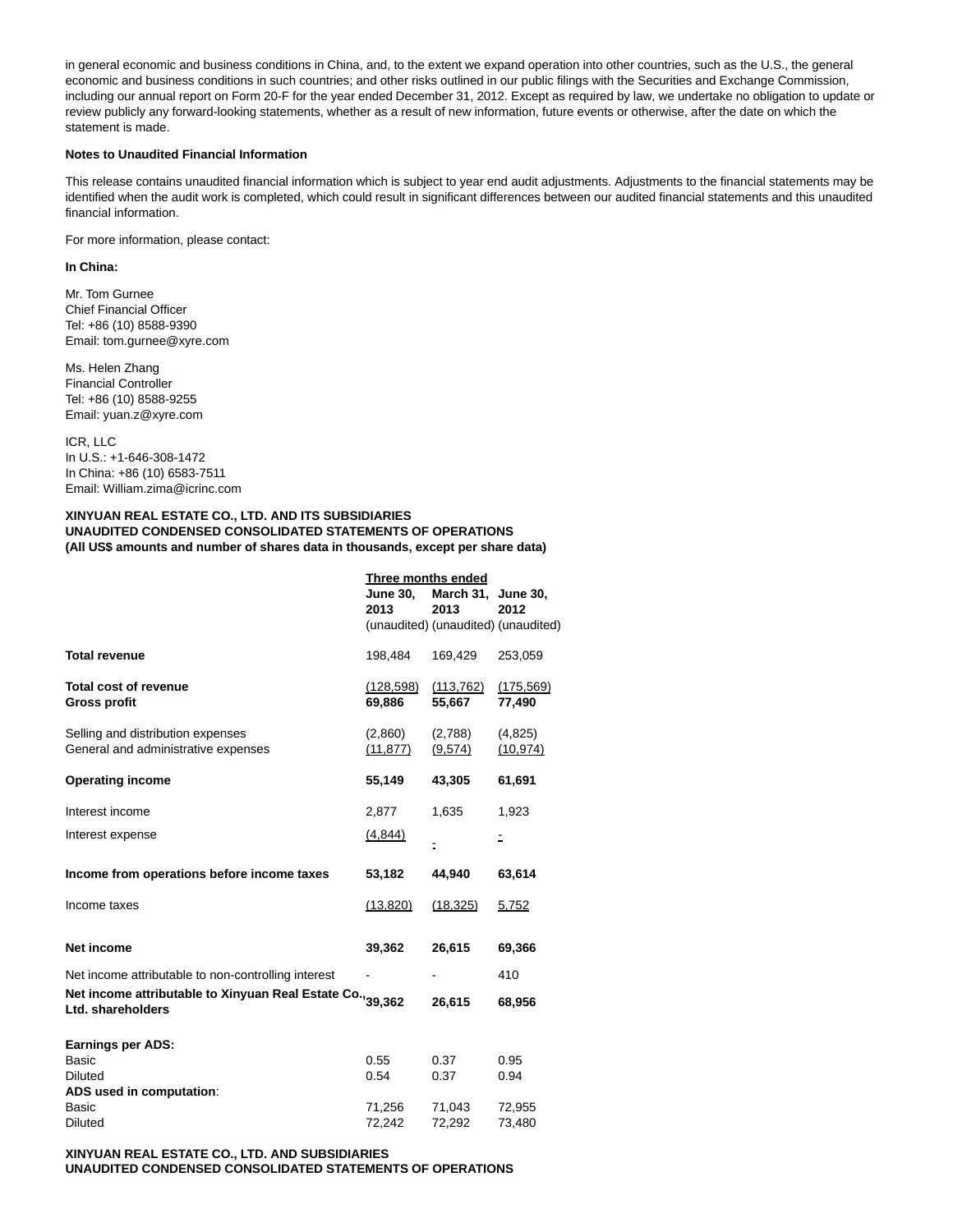in general economic and business conditions in China, and, to the extent we expand operation into other countries, such as the U.S., the general economic and business conditions in such countries; and other risks outlined in our public filings with the Securities and Exchange Commission, including our annual report on Form 20-F for the year ended December 31, 2012. Except as required by law, we undertake no obligation to update or review publicly any forward-looking statements, whether as a result of new information, future events or otherwise, after the date on which the statement is made.

**Notes to Unaudited Financial Information**

This release contains unaudited financial information which is subject to year end audit adjustments. Adjustments to the financial statements may be identified when the audit work is completed, which could result in significant differences between our audited financial statements and this unaudited financial information.

For more information, please contact:

**In China:**

Mr. Tom Gurnee
Chief Financial Officer
Tel: +86 (10) 8588-9390
Email: tom.gurnee@xyre.com

Ms. Helen Zhang
Financial Controller
Tel: +86 (10) 8588-9255
Email: yuan.z@xyre.com

ICR, LLC
In U.S.: +1-646-308-1472
In China: +86 (10) 6583-7511
Email: William.zima@icrinc.com

**XINYUAN REAL ESTATE CO., LTD. AND ITS SUBSIDIARIES**
**UNAUDITED CONDENSED CONSOLIDATED STATEMENTS OF OPERATIONS**
**(All US$ amounts and number of shares data in thousands, except per share data)**

| | Three months ended | | |
|---|---|---|---|
| | **June 30, 2013** | **March 31, 2013** | **June 30, 2012** |
| | (unaudited) | (unaudited) | (unaudited) |
| **Total revenue** | 198,484 | 169,429 | 253,059 |
| **Total cost of revenue** | (128,598) | (113,762) | (175,569) |
| **Gross profit** | **69,886** | **55,667** | **77,490** |
| Selling and distribution expenses | (2,860) | (2,788) | (4,825) |
| General and administrative expenses | (11,877) | (9,574) | (10,974) |
| **Operating income** | **55,149** | **43,305** | **61,691** |
| Interest income | 2,877 | 1,635 | 1,923 |
| Interest expense | (4,844) | - | - |
| **Income from operations before income taxes** | **53,182** | **44,940** | **63,614** |
| Income taxes | (13,820) | (18,325) | 5,752 |
| **Net income** | **39,362** | **26,615** | **69,366** |
| Net income attributable to non-controlling interest | - | - | 410 |
| **Net income attributable to Xinyuan Real Estate Co., Ltd. shareholders** | **39,362** | **26,615** | **68,956** |
| **Earnings per ADS:** | | | |
| Basic | 0.55 | 0.37 | 0.95 |
| Diluted | 0.54 | 0.37 | 0.94 |
| **ADS used in computation**: | | | |
| Basic | 71,256 | 71,043 | 72,955 |
| Diluted | 72,242 | 72,292 | 73,480 |

**XINYUAN REAL ESTATE CO., LTD. AND SUBSIDIARIES**
**UNAUDITED CONDENSED CONSOLIDATED STATEMENTS OF OPERATIONS**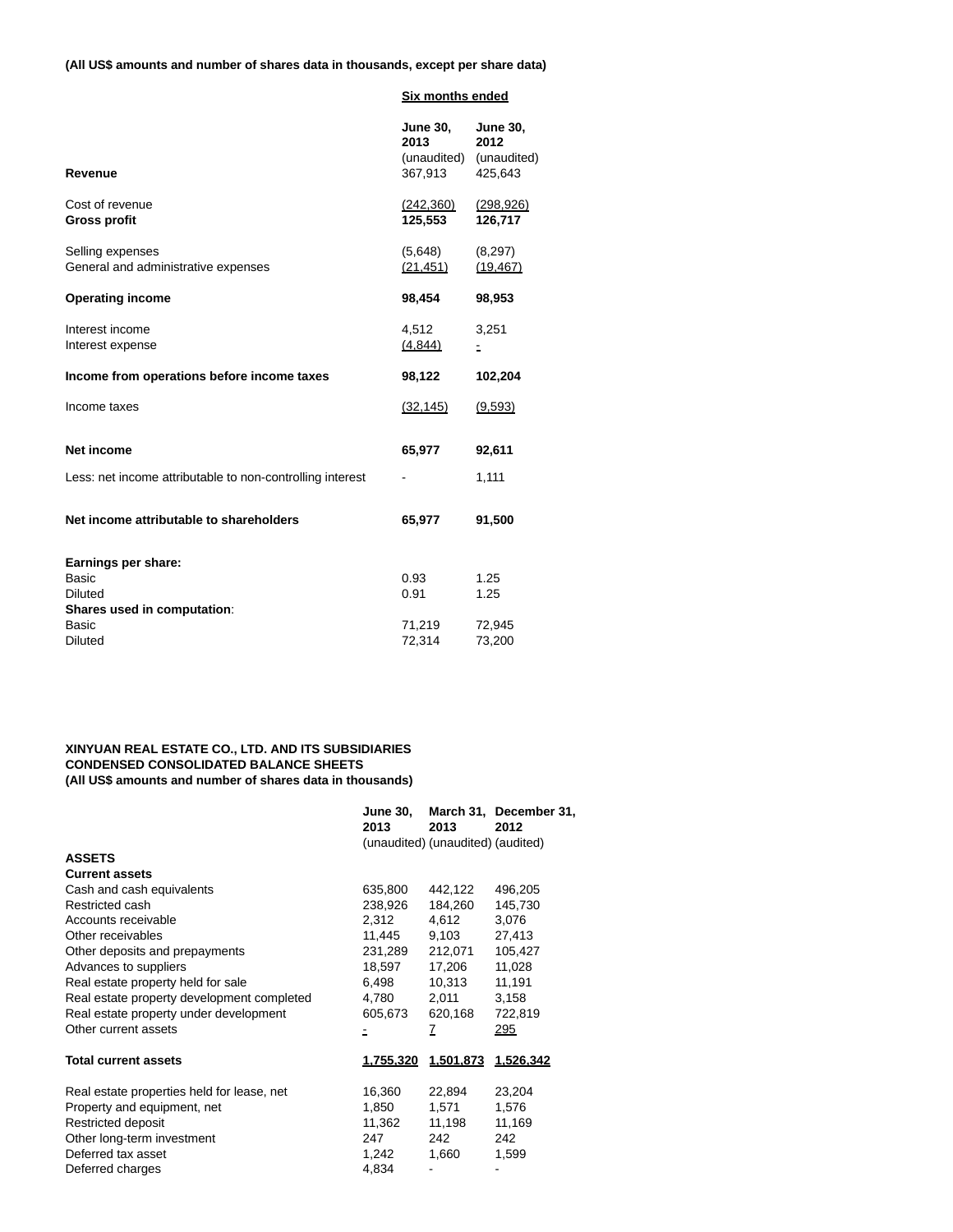**(All US$ amounts and number of shares data in thousands, except per share data)**

| | Six months ended | |
|---|---|---|
| | **June 30, 2013** (unaudited) | **June 30, 2012** (unaudited) |
| **Revenue** | 367,913 | 425,643 |
| Cost of revenue | (242,360) | (298,926) |
| **Gross profit** | **125,553** | **126,717** |
| Selling expenses | (5,648) | (8,297) |
| General and administrative expenses | (21,451) | (19,467) |
| **Operating income** | **98,454** | **98,953** |
| Interest income | 4,512 | 3,251 |
| Interest expense | (4,844) | - |
| **Income from operations before income taxes** | **98,122** | **102,204** |
| Income taxes | (32,145) | (9,593) |
| **Net income** | **65,977** | **92,611** |
| Less: net income attributable to non-controlling interest | - | 1,111 |
| **Net income attributable to shareholders** | **65,977** | **91,500** |
| **Earnings per share:** | | |
| Basic | 0.93 | 1.25 |
| Diluted | 0.91 | 1.25 |
| **Shares used in computation**: | | |
| Basic | 71,219 | 72,945 |
| Diluted | 72,314 | 73,200 |

**XINYUAN REAL ESTATE CO., LTD. AND ITS SUBSIDIARIES**
**CONDENSED CONSOLIDATED BALANCE SHEETS**
**(All US$ amounts and number of shares data in thousands)**

| | **June 30, 2013** (unaudited) | **March 31, 2013** (unaudited) | **December 31, 2012** (audited) |
|---|---|---|---|
| **ASSETS** | | | |
| **Current assets** | | | |
| Cash and cash equivalents | 635,800 | 442,122 | 496,205 |
| Restricted cash | 238,926 | 184,260 | 145,730 |
| Accounts receivable | 2,312 | 4,612 | 3,076 |
| Other receivables | 11,445 | 9,103 | 27,413 |
| Other deposits and prepayments | 231,289 | 212,071 | 105,427 |
| Advances to suppliers | 18,597 | 17,206 | 11,028 |
| Real estate property held for sale | 6,498 | 10,313 | 11,191 |
| Real estate property development completed | 4,780 | 2,011 | 3,158 |
| Real estate property under development | 605,673 | 620,168 | 722,819 |
| Other current assets | - | 7 | 295 |
| **Total current assets** | **1,755,320** | **1,501,873** | **1,526,342** |
| Real estate properties held for lease, net | 16,360 | 22,894 | 23,204 |
| Property and equipment, net | 1,850 | 1,571 | 1,576 |
| Restricted deposit | 11,362 | 11,198 | 11,169 |
| Other long-term investment | 247 | 242 | 242 |
| Deferred tax asset | 1,242 | 1,660 | 1,599 |
| Deferred charges | 4,834 | - | - |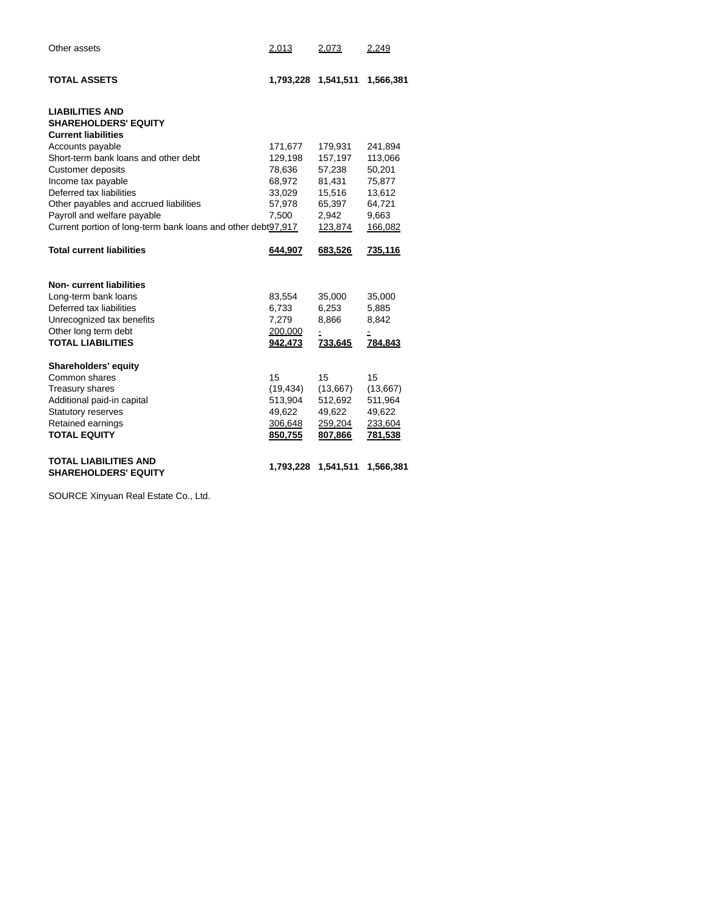| | | | |
|---|---|---|---|
| Other assets | 2,013 | 2,073 | 2,249 |
| **TOTAL ASSETS** | **1,793,228** | **1,541,511** | **1,566,381** |
| **LIABILITIES AND SHAREHOLDERS' EQUITY** | | | |
| **Current liabilities** | | | |
| Accounts payable | 171,677 | 179,931 | 241,894 |
| Short-term bank loans and other debt | 129,198 | 157,197 | 113,066 |
| Customer deposits | 78,636 | 57,238 | 50,201 |
| Income tax payable | 68,972 | 81,431 | 75,877 |
| Deferred tax liabilities | 33,029 | 15,516 | 13,612 |
| Other payables and accrued liabilities | 57,978 | 65,397 | 64,721 |
| Payroll and welfare payable | 7,500 | 2,942 | 9,663 |
| Current portion of long-term bank loans and other debt | 97,917 | 123,874 | 166,082 |
| **Total current liabilities** | **644,907** | **683,526** | **735,116** |
| **Non- current liabilities** | | | |
| Long-term bank loans | 83,554 | 35,000 | 35,000 |
| Deferred tax liabilities | 6,733 | 6,253 | 5,885 |
| Unrecognized tax benefits | 7,279 | 8,866 | 8,842 |
| Other long term debt | 200,000 | - | - |
| **TOTAL LIABILITIES** | **942,473** | **733,645** | **784,843** |
| **Shareholders' equity** | | | |
| Common shares | 15 | 15 | 15 |
| Treasury shares | (19,434) | (13,667) | (13,667) |
| Additional paid-in capital | 513,904 | 512,692 | 511,964 |
| Statutory reserves | 49,622 | 49,622 | 49,622 |
| Retained earnings | 306,648 | 259,204 | 233,604 |
| **TOTAL EQUITY** | **850,755** | **807,866** | **781,538** |
| **TOTAL LIABILITIES AND SHAREHOLDERS' EQUITY** | **1,793,228** | **1,541,511** | **1,566,381** |

SOURCE Xinyuan Real Estate Co., Ltd.